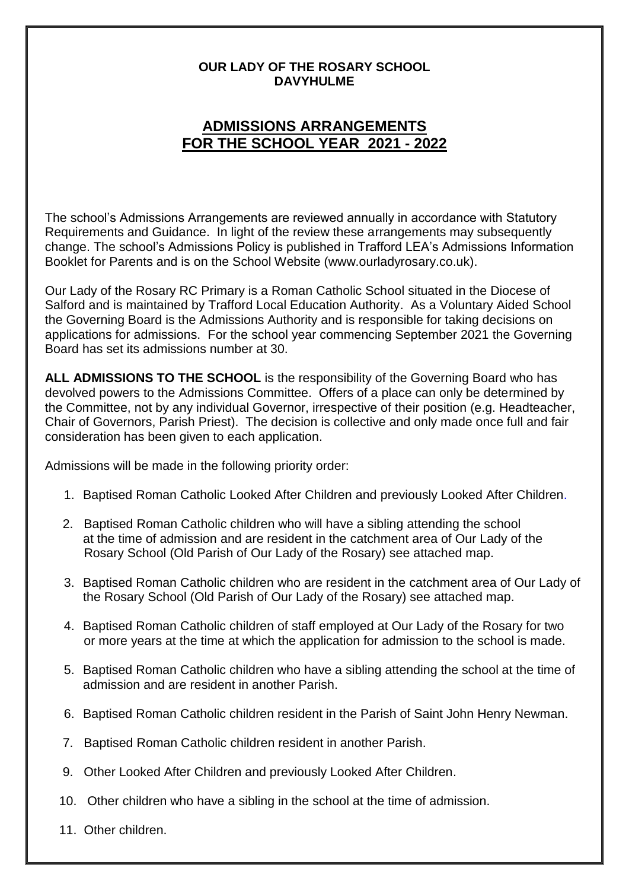**OUR LADY OF THE ROSARY SCHOOL**
**DAVYHULME**

# ADMISSIONS ARRANGEMENTS FOR THE SCHOOL YEAR 2021 - 2022

The school's Admissions Arrangements are reviewed annually in accordance with Statutory Requirements and Guidance. In light of the review these arrangements may subsequently change. The school's Admissions Policy is published in Trafford LEA's Admissions Information Booklet for Parents and is on the School Website (www.ourladyrosary.co.uk).

Our Lady of the Rosary RC Primary is a Roman Catholic School situated in the Diocese of Salford and is maintained by Trafford Local Education Authority. As a Voluntary Aided School the Governing Board is the Admissions Authority and is responsible for taking decisions on applications for admissions. For the school year commencing September 2021 the Governing Board has set its admissions number at 30.

**ALL ADMISSIONS TO THE SCHOOL** is the responsibility of the Governing Board who has devolved powers to the Admissions Committee. Offers of a place can only be determined by the Committee, not by any individual Governor, irrespective of their position (e.g. Headteacher, Chair of Governors, Parish Priest). The decision is collective and only made once full and fair consideration has been given to each application.

Admissions will be made in the following priority order:

1. Baptised Roman Catholic Looked After Children and previously Looked After Children.
2. Baptised Roman Catholic children who will have a sibling attending the school at the time of admission and are resident in the catchment area of Our Lady of the Rosary School (Old Parish of Our Lady of the Rosary) see attached map.
3. Baptised Roman Catholic children who are resident in the catchment area of Our Lady of the Rosary School (Old Parish of Our Lady of the Rosary) see attached map.
4. Baptised Roman Catholic children of staff employed at Our Lady of the Rosary for two or more years at the time at which the application for admission to the school is made.
5. Baptised Roman Catholic children who have a sibling attending the school at the time of admission and are resident in another Parish.
6. Baptised Roman Catholic children resident in the Parish of Saint John Henry Newman.
7. Baptised Roman Catholic children resident in another Parish.

9. Other Looked After Children and previously Looked After Children.
10. Other children who have a sibling in the school at the time of admission.
11. Other children.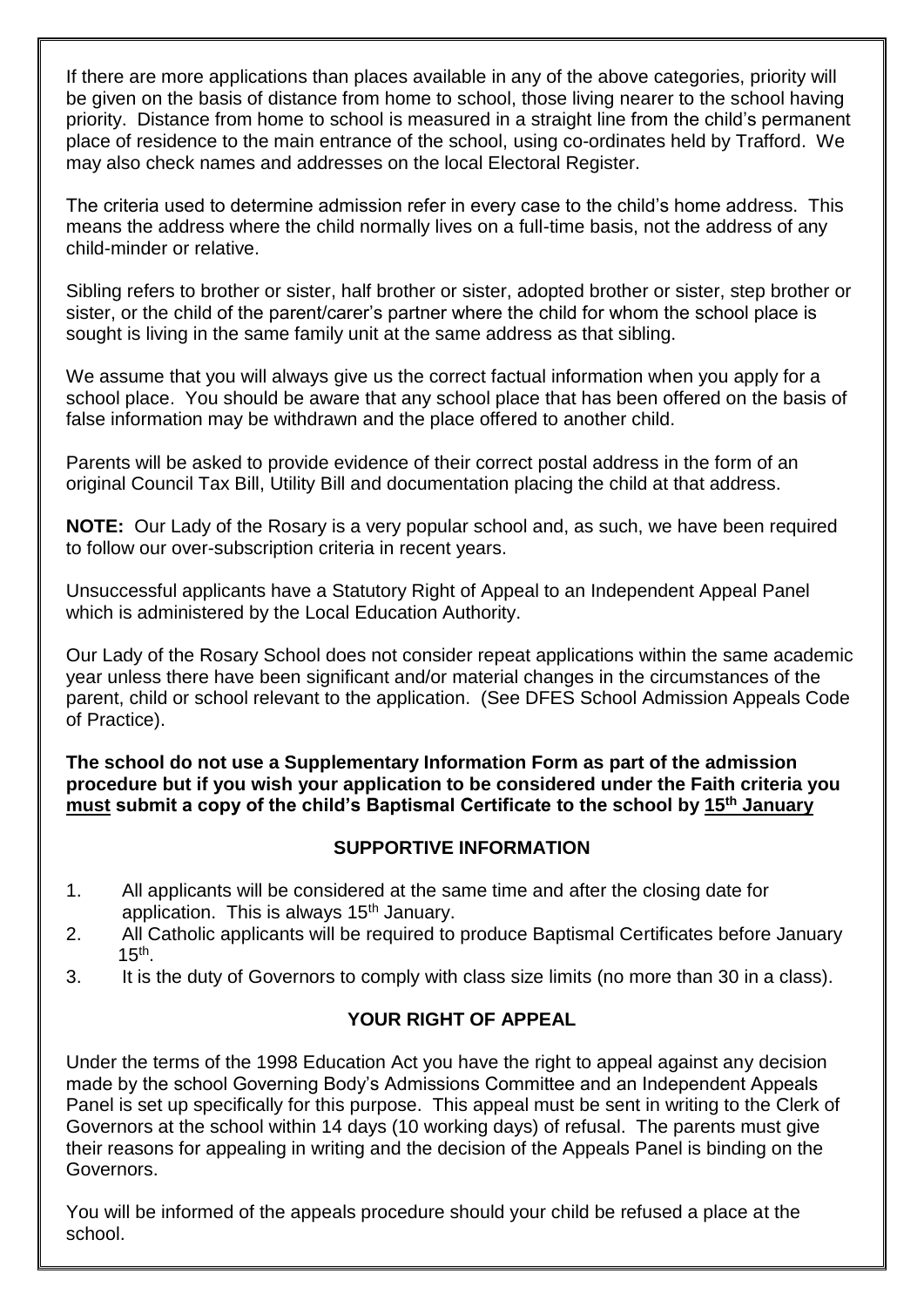If there are more applications than places available in any of the above categories, priority will be given on the basis of distance from home to school, those living nearer to the school having priority. Distance from home to school is measured in a straight line from the child's permanent place of residence to the main entrance of the school, using co-ordinates held by Trafford. We may also check names and addresses on the local Electoral Register.

The criteria used to determine admission refer in every case to the child's home address. This means the address where the child normally lives on a full-time basis, not the address of any child-minder or relative.

Sibling refers to brother or sister, half brother or sister, adopted brother or sister, step brother or sister, or the child of the parent/carer's partner where the child for whom the school place is sought is living in the same family unit at the same address as that sibling.

We assume that you will always give us the correct factual information when you apply for a school place. You should be aware that any school place that has been offered on the basis of false information may be withdrawn and the place offered to another child.

Parents will be asked to provide evidence of their correct postal address in the form of an original Council Tax Bill, Utility Bill and documentation placing the child at that address.

**NOTE:** Our Lady of the Rosary is a very popular school and, as such, we have been required to follow our over-subscription criteria in recent years.

Unsuccessful applicants have a Statutory Right of Appeal to an Independent Appeal Panel which is administered by the Local Education Authority.

Our Lady of the Rosary School does not consider repeat applications within the same academic year unless there have been significant and/or material changes in the circumstances of the parent, child or school relevant to the application. (See DFES School Admission Appeals Code of Practice).

**The school do not use a Supplementary Information Form as part of the admission procedure but if you wish your application to be considered under the Faith criteria you <u>must</u> submit a copy of the child's Baptismal Certificate to the school by <u>15th January</u>**

### SUPPORTIVE INFORMATION

1. All applicants will be considered at the same time and after the closing date for application. This is always 15th January.
2. All Catholic applicants will be required to produce Baptismal Certificates before January 15th.
3. It is the duty of Governors to comply with class size limits (no more than 30 in a class).

### YOUR RIGHT OF APPEAL

Under the terms of the 1998 Education Act you have the right to appeal against any decision made by the school Governing Body's Admissions Committee and an Independent Appeals Panel is set up specifically for this purpose. This appeal must be sent in writing to the Clerk of Governors at the school within 14 days (10 working days) of refusal. The parents must give their reasons for appealing in writing and the decision of the Appeals Panel is binding on the Governors.

You will be informed of the appeals procedure should your child be refused a place at the school.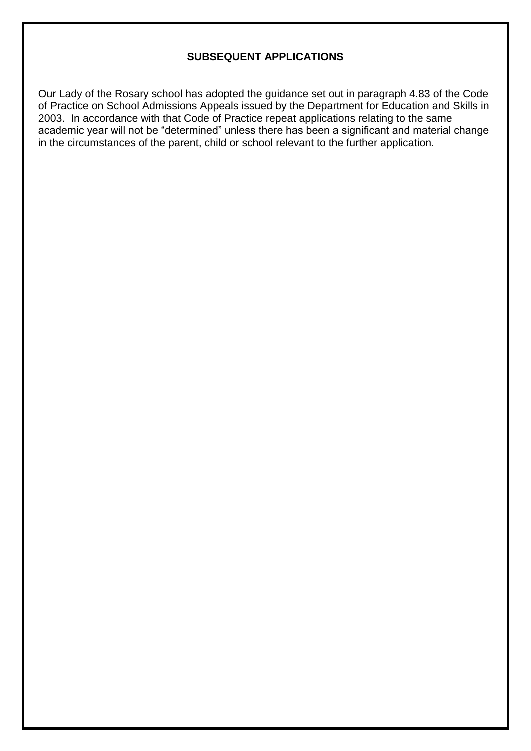## SUBSEQUENT APPLICATIONS

Our Lady of the Rosary school has adopted the guidance set out in paragraph 4.83 of the Code of Practice on School Admissions Appeals issued by the Department for Education and Skills in 2003. In accordance with that Code of Practice repeat applications relating to the same academic year will not be “determined” unless there has been a significant and material change in the circumstances of the parent, child or school relevant to the further application.